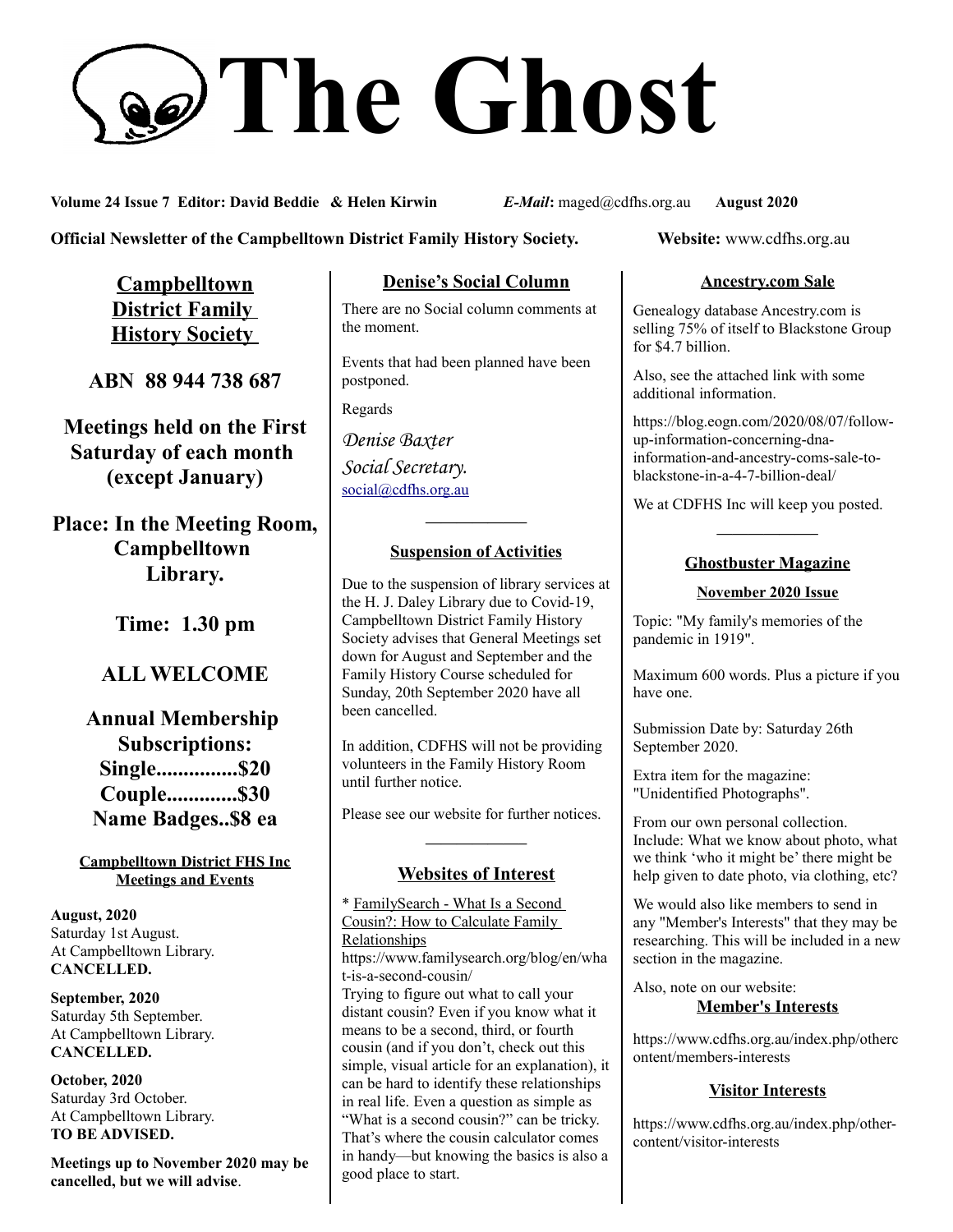# The Ghost

**Volume 24 Issue 7 Editor: David Beddie & Helen Kirwin** *E-Mail*: maged@cdfhs.org.au **August 2020**

**Official Newsletter of the Campbelltown District Family History Society.** **Website:** www.cdfhs.org.au

## Campbelltown District Family History Society

**ABN 88 944 738 687**

**Meetings held on the First Saturday of each month (except January)**

**Place: In the Meeting Room, Campbelltown Library.**

**Time: 1.30 pm**

**ALL WELCOME**

**Annual Membership Subscriptions:**
**Single...............$20**
**Couple.............$30**
**Name Badges..$8 ea**

### Campbelltown District FHS Inc Meetings and Events

**August, 2020**
Saturday 1st August.
At Campbelltown Library.
**CANCELLED.**

**September, 2020**
Saturday 5th September.
At Campbelltown Library.
**CANCELLED.**

**October, 2020**
Saturday 3rd October.
At Campbelltown Library.
**TO BE ADVISED.**

**Meetings up to November 2020 may be cancelled, but we will advise**.

## Denise's Social Column

There are no Social column comments at the moment.

Events that had been planned have been postponed.

Regards

*Denise Baxter*
*Social Secretary.*
social@cdfhs.org.au

---

## Suspension of Activities

Due to the suspension of library services at the H. J. Daley Library due to Covid-19, Campbelltown District Family History Society advises that General Meetings set down for August and September and the Family History Course scheduled for Sunday, 20th September 2020 have all been cancelled.

In addition, CDFHS will not be providing volunteers in the Family History Room until further notice.

Please see our website for further notices.

---

## Websites of Interest

* FamilySearch - What Is a Second Cousin?: How to Calculate Family Relationships
https://www.familysearch.org/blog/en/what-is-a-second-cousin/
Trying to figure out what to call your distant cousin? Even if you know what it means to be a second, third, or fourth cousin (and if you don't, check out this simple, visual article for an explanation), it can be hard to identify these relationships in real life. Even a question as simple as "What is a second cousin?" can be tricky. That's where the cousin calculator comes in handy—but knowing the basics is also a good place to start.

## Ancestry.com Sale

Genealogy database Ancestry.com is selling 75% of itself to Blackstone Group for $4.7 billion.

Also, see the attached link with some additional information.

https://blog.eogn.com/2020/08/07/follow-up-information-concerning-dna-information-and-ancestry-coms-sale-to-blackstone-in-a-4-7-billion-deal/

We at CDFHS Inc will keep you posted.

---

## Ghostbuster Magazine

### November 2020 Issue

Topic: "My family's memories of the pandemic in 1919".

Maximum 600 words. Plus a picture if you have one.

Submission Date by: Saturday 26th September 2020.

Extra item for the magazine: "Unidentified Photographs".

From our own personal collection. Include: What we know about photo, what we think 'who it might be' there might be help given to date photo, via clothing, etc?

We would also like members to send in any "Member's Interests" that they may be researching. This will be included in a new section in the magazine.

Also, note on our website:

### Member's Interests

https://www.cdfhs.org.au/index.php/othercontent/members-interests

### Visitor Interests

https://www.cdfhs.org.au/index.php/other-content/visitor-interests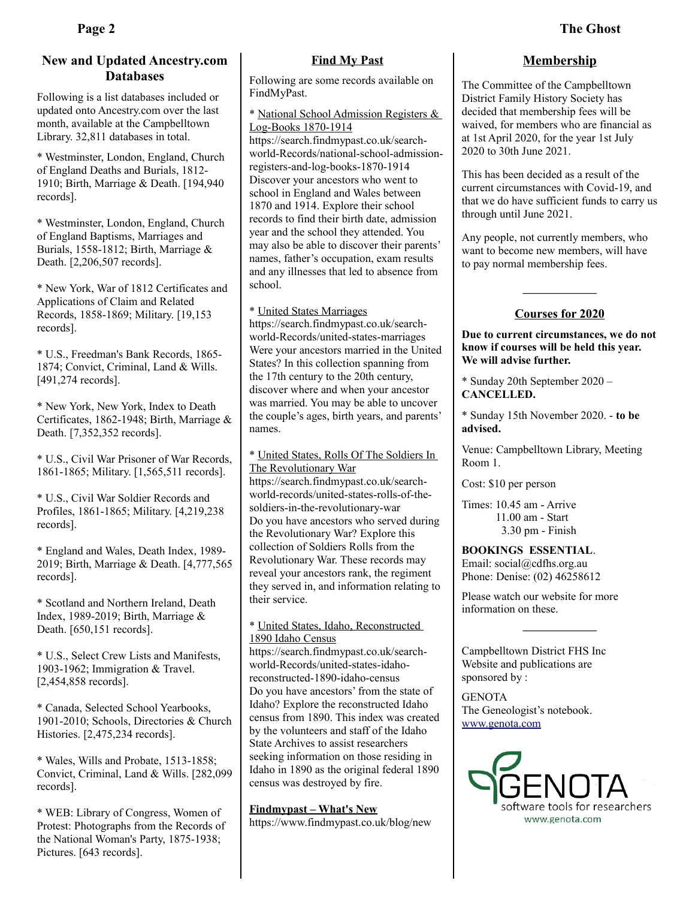## New and Updated Ancestry.com Databases

Following is a list databases included or updated onto Ancestry.com over the last month, available at the Campbelltown Library. 32,811 databases in total.

* Westminster, London, England, Church of England Deaths and Burials, 1812-1910; Birth, Marriage & Death. [194,940 records].

* Westminster, London, England, Church of England Baptisms, Marriages and Burials, 1558-1812; Birth, Marriage & Death. [2,206,507 records].

* New York, War of 1812 Certificates and Applications of Claim and Related Records, 1858-1869; Military. [19,153 records].

* U.S., Freedman's Bank Records, 1865-1874; Convict, Criminal, Land & Wills. [491,274 records].

* New York, New York, Index to Death Certificates, 1862-1948; Birth, Marriage & Death. [7,352,352 records].

* U.S., Civil War Prisoner of War Records, 1861-1865; Military. [1,565,511 records].

* U.S., Civil War Soldier Records and Profiles, 1861-1865; Military. [4,219,238 records].

* England and Wales, Death Index, 1989-2019; Birth, Marriage & Death. [4,777,565 records].

* Scotland and Northern Ireland, Death Index, 1989-2019; Birth, Marriage & Death. [650,151 records].

* U.S., Select Crew Lists and Manifests, 1903-1962; Immigration & Travel. [2,454,858 records].

* Canada, Selected School Yearbooks, 1901-2010; Schools, Directories & Church Histories. [2,475,234 records].

* Wales, Wills and Probate, 1513-1858; Convict, Criminal, Land & Wills. [282,099 records].

* WEB: Library of Congress, Women of Protest: Photographs from the Records of the National Woman's Party, 1875-1938; Pictures. [643 records].

## Find My Past

Following are some records available on FindMyPast.

* National School Admission Registers & Log-Books 1870-1914
https://search.findmypast.co.uk/search-world-Records/national-school-admission-registers-and-log-books-1870-1914
Discover your ancestors who went to school in England and Wales between 1870 and 1914. Explore their school records to find their birth date, admission year and the school they attended. You may also be able to discover their parents' names, father's occupation, exam results and any illnesses that led to absence from school.

* United States Marriages
https://search.findmypast.co.uk/search-world-Records/united-states-marriages
Were your ancestors married in the United States? In this collection spanning from the 17th century to the 20th century, discover where and when your ancestor was married. You may be able to uncover the couple's ages, birth years, and parents' names.

* United States, Rolls Of The Soldiers In The Revolutionary War
https://search.findmypast.co.uk/search-world-records/united-states-rolls-of-the-soldiers-in-the-revolutionary-war
Do you have ancestors who served during the Revolutionary War? Explore this collection of Soldiers Rolls from the Revolutionary War. These records may reveal your ancestors rank, the regiment they served in, and information relating to their service.

* United States, Idaho, Reconstructed 1890 Idaho Census
https://search.findmypast.co.uk/search-world-Records/united-states-idaho-reconstructed-1890-idaho-census
Do you have ancestors' from the state of Idaho? Explore the reconstructed Idaho census from 1890. This index was created by the volunteers and staff of the Idaho State Archives to assist researchers seeking information on those residing in Idaho in 1890 as the original federal 1890 census was destroyed by fire.

**Findmypast – What's New**
https://www.findmypast.co.uk/blog/new

## Membership

The Committee of the Campbelltown District Family History Society has decided that membership fees will be waived, for members who are financial as at 1st April 2020, for the year 1st July 2020 to 30th June 2021.

This has been decided as a result of the current circumstances with Covid-19, and that we do have sufficient funds to carry us through until June 2021.

Any people, not currently members, who want to become new members, will have to pay normal membership fees.

## Courses for 2020

**Due to current circumstances, we do not know if courses will be held this year. We will advise further.**

* Sunday 20th September 2020 – **CANCELLED.**

* Sunday 15th November 2020. - **to be advised.**

Venue: Campbelltown Library, Meeting Room 1.

Cost: $10 per person

Times: 10.45 am - Arrive
11.00 am - Start
3.30 pm - Finish

**BOOKINGS ESSENTIAL**.
Email: social@cdfhs.org.au
Phone: Denise: (02) 46258612

Please watch our website for more information on these.

Campbelltown District FHS Inc
Website and publications are sponsored by :

GENOTA
The Geneologist's notebook.
www.genota.com

GENOTA
software tools for researchers
www.genota.com